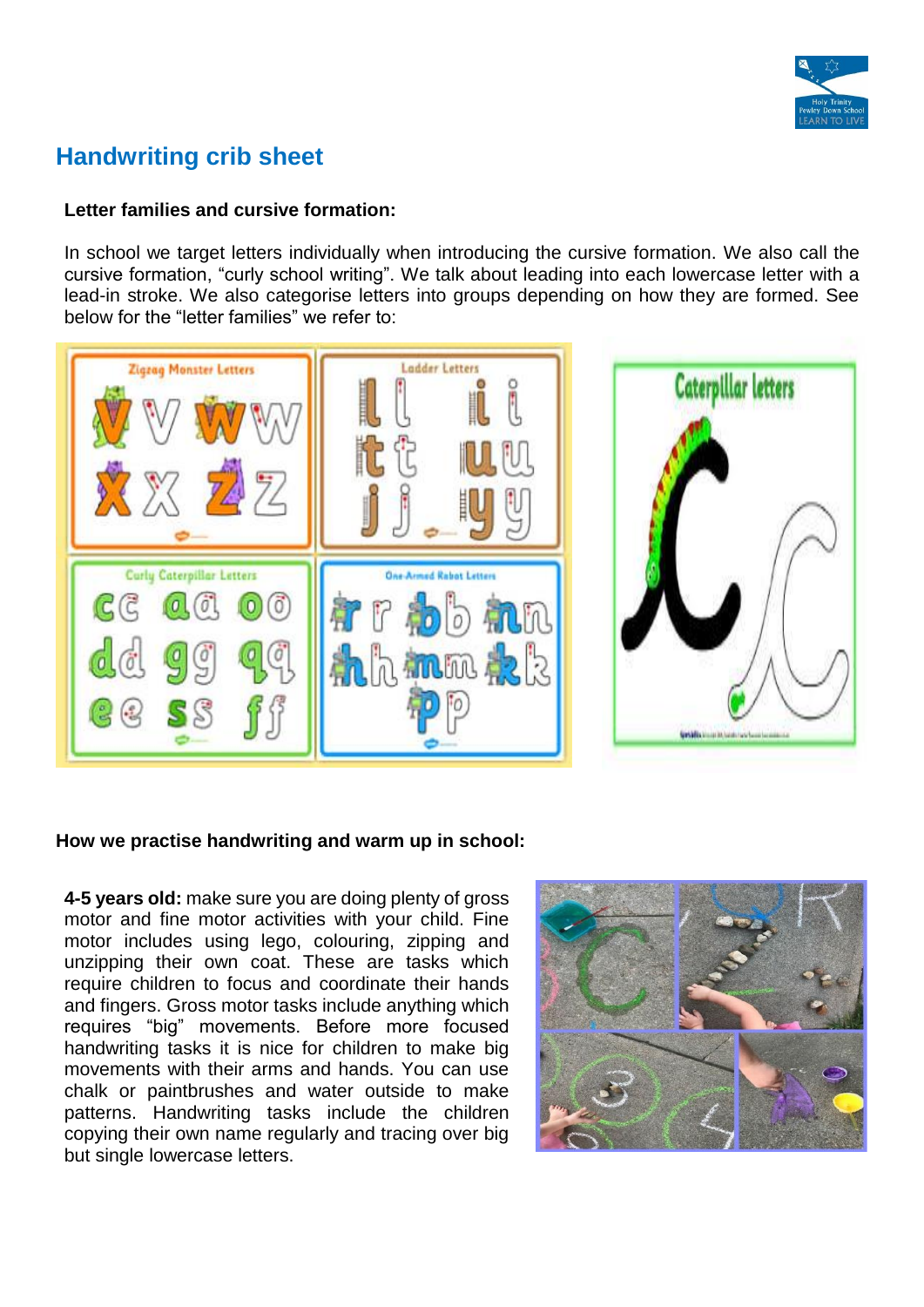## Handwriting crib sheet

**Letter families and cursive formation:**

In school we target letters individually when introducing the cursive formation. We also call the cursive formation, “curly school writing”. We talk about leading into each lowercase letter with a lead-in stroke. We also categorise letters into groups depending on how they are formed. See below for the “letter families” we refer to:

**How we practise handwriting and warm up in school:**

**4-5 years old:** make sure you are doing plenty of gross motor and fine motor activities with your child. Fine motor includes using lego, colouring, zipping and unzipping their own coat. These are tasks which require children to focus and coordinate their hands and fingers. Gross motor tasks include anything which requires “big” movements. Before more focused handwriting tasks it is nice for children to make big movements with their arms and hands. You can use chalk or paintbrushes and water outside to make patterns. Handwriting tasks include the children copying their own name regularly and tracing over big but single lowercase letters.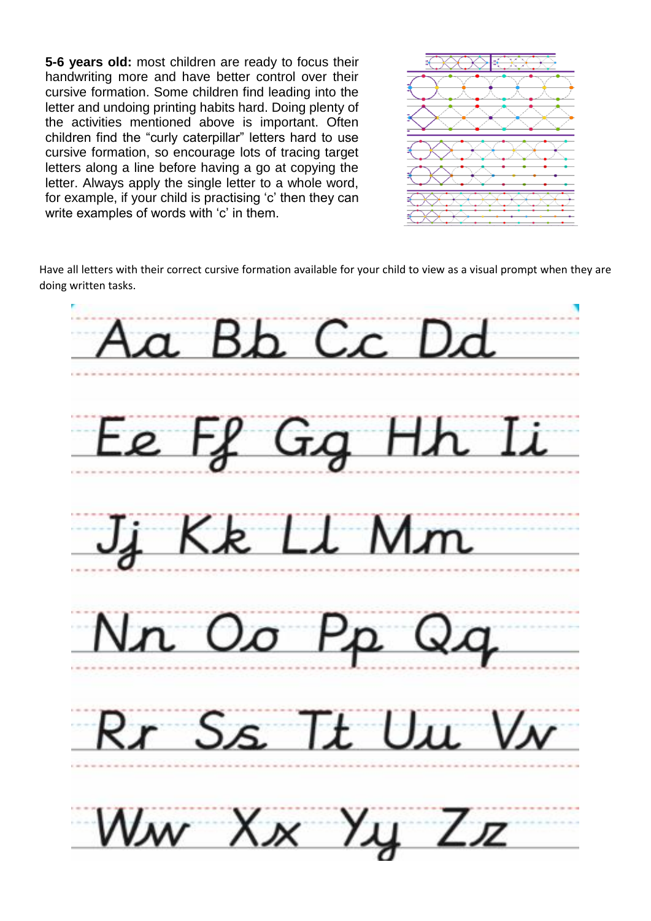**5-6 years old:** most children are ready to focus their handwriting more and have better control over their cursive formation. Some children find leading into the letter and undoing printing habits hard. Doing plenty of the activities mentioned above is important. Often children find the "curly caterpillar" letters hard to use cursive formation, so encourage lots of tracing target letters along a line before having a go at copying the letter. Always apply the single letter to a whole word, for example, if your child is practising 'c' then they can write examples of words with 'c' in them.

Have all letters with their correct cursive formation available for your child to view as a visual prompt when they are doing written tasks.

Aa Bb Cc Dd

Ee Ff Gg Hh Ii

Jj Kk Ll Mm

Nn Oo Pp Qq

Rr Ss Tt Uu Vv

Ww Xx Yy Zz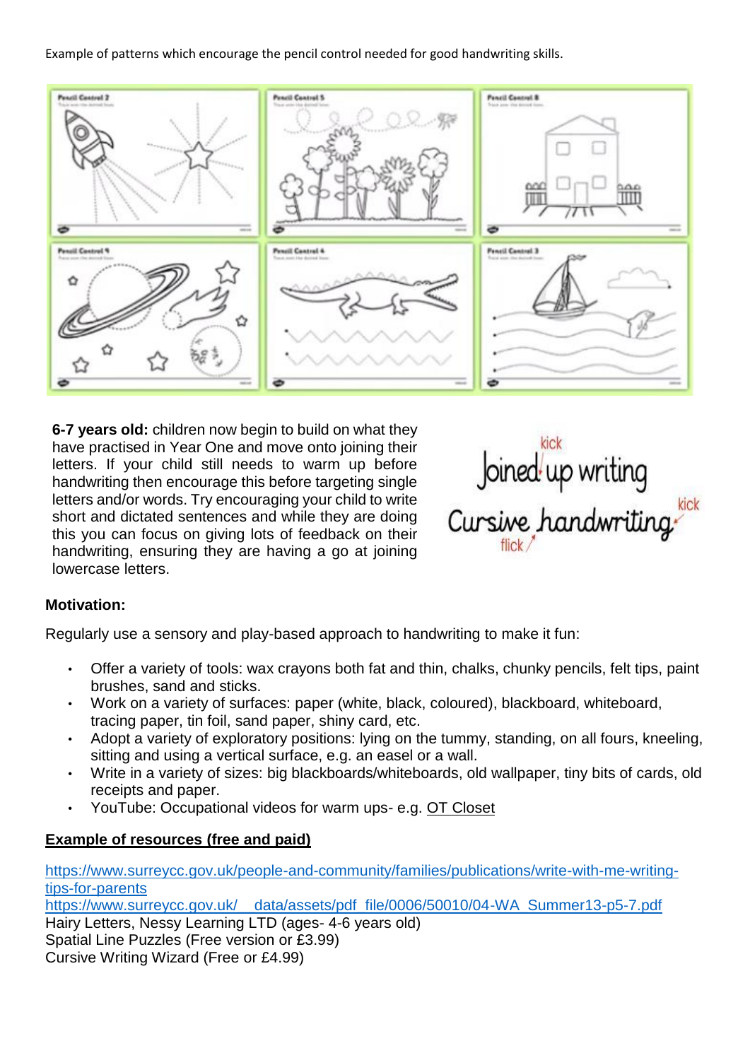Example of patterns which encourage the pencil control needed for good handwriting skills.

**6-7 years old:** children now begin to build on what they have practised in Year One and move onto joining their letters. If your child still needs to warm up before handwriting then encourage this before targeting single letters and/or words. Try encouraging your child to write short and dictated sentences and while they are doing this you can focus on giving lots of feedback on their handwriting, ensuring they are having a go at joining lowercase letters.

**Motivation:**

Regularly use a sensory and play-based approach to handwriting to make it fun:

- Offer a variety of tools: wax crayons both fat and thin, chalks, chunky pencils, felt tips, paint brushes, sand and sticks.
- Work on a variety of surfaces: paper (white, black, coloured), blackboard, whiteboard, tracing paper, tin foil, sand paper, shiny card, etc.
- Adopt a variety of exploratory positions: lying on the tummy, standing, on all fours, kneeling, sitting and using a vertical surface, e.g. an easel or a wall.
- Write in a variety of sizes: big blackboards/whiteboards, old wallpaper, tiny bits of cards, old receipts and paper.
- YouTube: Occupational videos for warm ups- e.g. OT Closet

**Example of resources (free and paid)**

https://www.surreycc.gov.uk/people-and-community/families/publications/write-with-me-writing-tips-for-parents
https://www.surreycc.gov.uk/__data/assets/pdf_file/0006/50010/04-WA_Summer13-p5-7.pdf
Hairy Letters, Nessy Learning LTD (ages- 4-6 years old)
Spatial Line Puzzles (Free version or £3.99)
Cursive Writing Wizard (Free or £4.99)